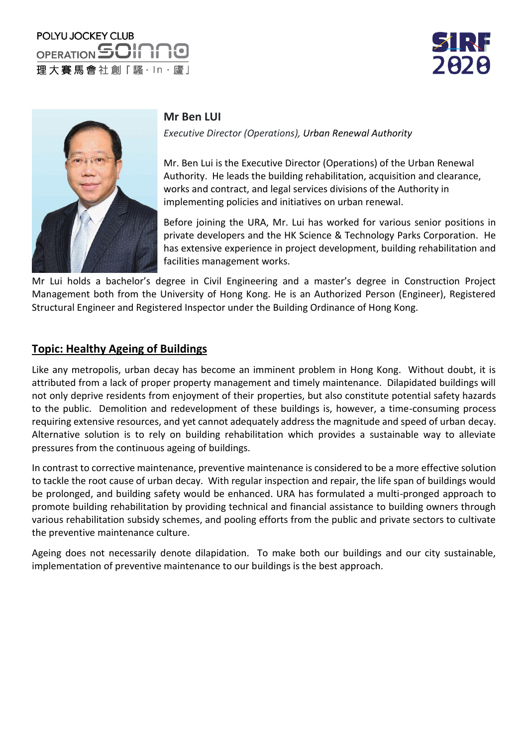POLYU JOCKEY CLUB OPERATION SOINNO
理大賽馬會社創「騷·In·廬」

SIRF 2020

**Mr Ben LUI**

*Executive Director (Operations), Urban Renewal Authority*

Mr. Ben Lui is the Executive Director (Operations) of the Urban Renewal Authority. He leads the building rehabilitation, acquisition and clearance, works and contract, and legal services divisions of the Authority in implementing policies and initiatives on urban renewal.

Before joining the URA, Mr. Lui has worked for various senior positions in private developers and the HK Science & Technology Parks Corporation. He has extensive experience in project development, building rehabilitation and facilities management works.

Mr Lui holds a bachelor's degree in Civil Engineering and a master's degree in Construction Project Management both from the University of Hong Kong. He is an Authorized Person (Engineer), Registered Structural Engineer and Registered Inspector under the Building Ordinance of Hong Kong.

## Topic: Healthy Ageing of Buildings

Like any metropolis, urban decay has become an imminent problem in Hong Kong. Without doubt, it is attributed from a lack of proper property management and timely maintenance. Dilapidated buildings will not only deprive residents from enjoyment of their properties, but also constitute potential safety hazards to the public. Demolition and redevelopment of these buildings is, however, a time-consuming process requiring extensive resources, and yet cannot adequately address the magnitude and speed of urban decay. Alternative solution is to rely on building rehabilitation which provides a sustainable way to alleviate pressures from the continuous ageing of buildings.

In contrast to corrective maintenance, preventive maintenance is considered to be a more effective solution to tackle the root cause of urban decay. With regular inspection and repair, the life span of buildings would be prolonged, and building safety would be enhanced. URA has formulated a multi-pronged approach to promote building rehabilitation by providing technical and financial assistance to building owners through various rehabilitation subsidy schemes, and pooling efforts from the public and private sectors to cultivate the preventive maintenance culture.

Ageing does not necessarily denote dilapidation. To make both our buildings and our city sustainable, implementation of preventive maintenance to our buildings is the best approach.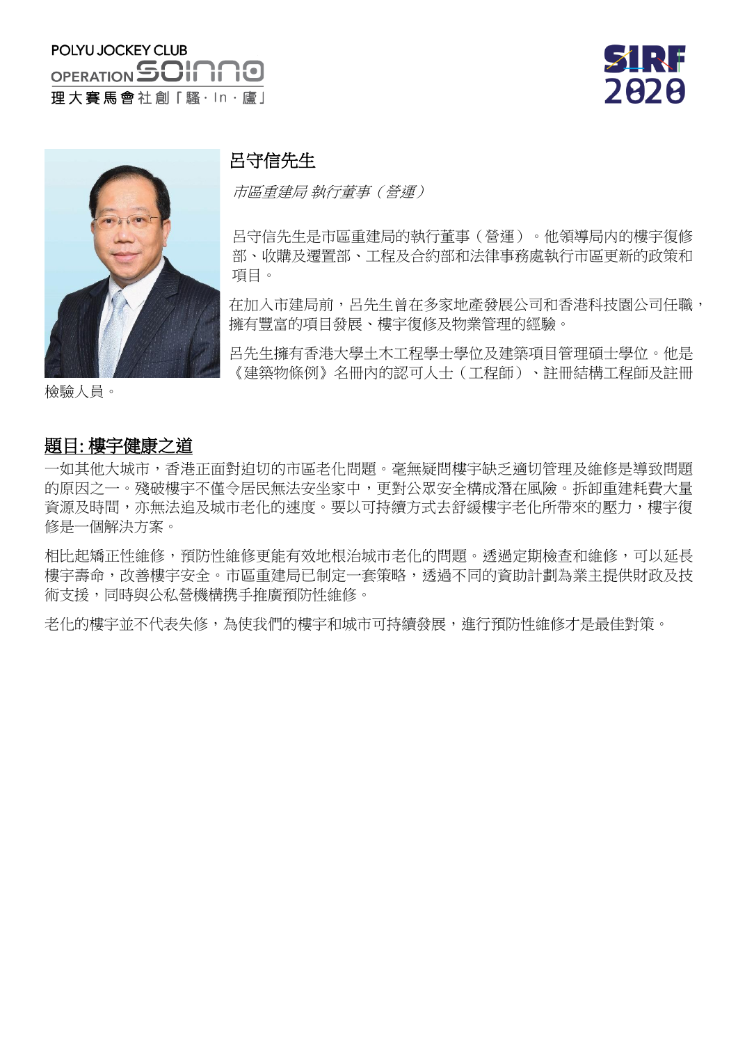## 呂守信先生

*市區重建局 執行董事（營運）*

呂守信先生是市區重建局的執行董事（營運）。他領導局內的樓宇復修部、收購及遷置部、工程及合約部和法律事務處執行市區更新的政策和項目。

在加入市建局前，呂先生曾在多家地產發展公司和香港科技園公司任職，擁有豐富的項目發展、樓宇復修及物業管理的經驗。

呂先生擁有香港大學土木工程學士學位及建築項目管理碩士學位。他是《建築物條例》名冊內的認可人士（工程師）、註冊結構工程師及註冊檢驗人員。

## 題目: 樓宇健康之道

一如其他大城市，香港正面對迫切的市區老化問題。毫無疑問樓宇缺乏適切管理及維修是導致問題的原因之一。殘破樓宇不僅令居民無法安坐家中，更對公眾安全構成潛在風險。拆卸重建耗費大量資源及時間，亦無法追及城市老化的速度。要以可持續方式去舒緩樓宇老化所帶來的壓力，樓宇復修是一個解決方案。

相比起矯正性維修，預防性維修更能有效地根治城市老化的問題。透過定期檢查和維修，可以延長樓宇壽命，改善樓宇安全。市區重建局已制定一套策略，透過不同的資助計劃為業主提供財政及技術支援，同時與公私營機構携手推廣預防性維修。

老化的樓宇並不代表失修，為使我們的樓宇和城市可持續發展，進行預防性維修才是最佳對策。